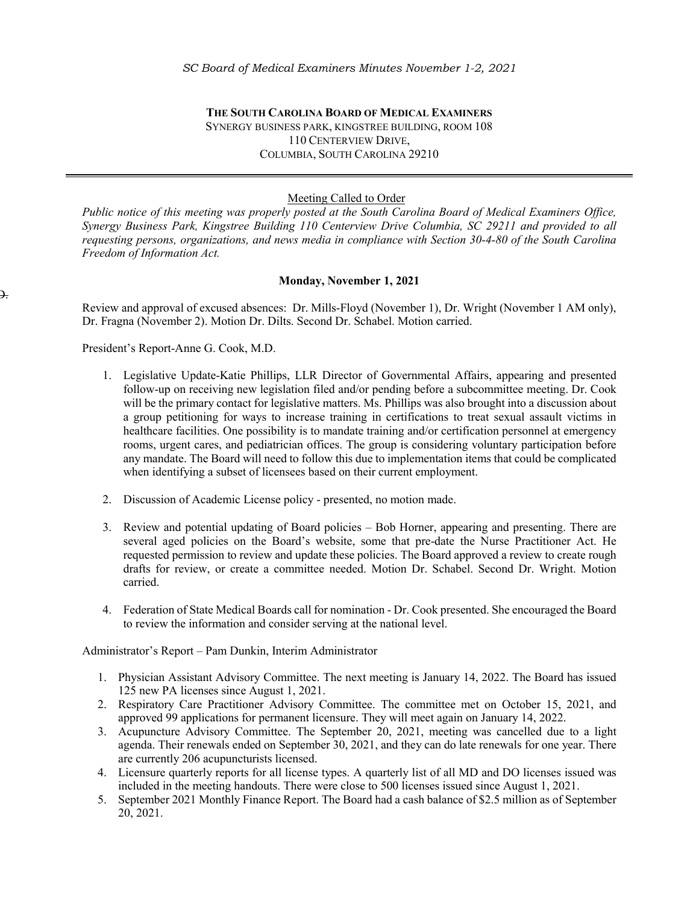**THE SOUTH CAROLINA BOARD OF MEDICAL EXAMINERS**
SYNERGY BUSINESS PARK, KINGSTREE BUILDING, ROOM 108
110 CENTERVIEW DRIVE,
COLUMBIA, SOUTH CAROLINA 29210

---

Meeting Called to Order

*Public notice of this meeting was properly posted at the South Carolina Board of Medical Examiners Office, Synergy Business Park, Kingstree Building 110 Centerview Drive Columbia, SC 29211 and provided to all requesting persons, organizations, and news media in compliance with Section 30-4-80 of the South Carolina Freedom of Information Act.*

**Monday, November 1, 2021**

Review and approval of excused absences: Dr. Mills-Floyd (November 1), Dr. Wright (November 1 AM only), Dr. Fragna (November 2). Motion Dr. Dilts. Second Dr. Schabel. Motion carried.

President's Report-Anne G. Cook, M.D.

1. Legislative Update-Katie Phillips, LLR Director of Governmental Affairs, appearing and presented follow-up on receiving new legislation filed and/or pending before a subcommittee meeting. Dr. Cook will be the primary contact for legislative matters. Ms. Phillips was also brought into a discussion about a group petitioning for ways to increase training in certifications to treat sexual assault victims in healthcare facilities. One possibility is to mandate training and/or certification personnel at emergency rooms, urgent cares, and pediatrician offices. The group is considering voluntary participation before any mandate. The Board will need to follow this due to implementation items that could be complicated when identifying a subset of licensees based on their current employment.

2. Discussion of Academic License policy - presented, no motion made.

3. Review and potential updating of Board policies – Bob Horner, appearing and presenting. There are several aged policies on the Board's website, some that pre-date the Nurse Practitioner Act. He requested permission to review and update these policies. The Board approved a review to create rough drafts for review, or create a committee needed. Motion Dr. Schabel. Second Dr. Wright. Motion carried.

4. Federation of State Medical Boards call for nomination - Dr. Cook presented. She encouraged the Board to review the information and consider serving at the national level.

Administrator's Report – Pam Dunkin, Interim Administrator

1. Physician Assistant Advisory Committee. The next meeting is January 14, 2022. The Board has issued 125 new PA licenses since August 1, 2021.
2. Respiratory Care Practitioner Advisory Committee. The committee met on October 15, 2021, and approved 99 applications for permanent licensure. They will meet again on January 14, 2022.
3. Acupuncture Advisory Committee. The September 20, 2021, meeting was cancelled due to a light agenda. Their renewals ended on September 30, 2021, and they can do late renewals for one year. There are currently 206 acupuncturists licensed.
4. Licensure quarterly reports for all license types. A quarterly list of all MD and DO licenses issued was included in the meeting handouts. There were close to 500 licenses issued since August 1, 2021.
5. September 2021 Monthly Finance Report. The Board had a cash balance of $2.5 million as of September 20, 2021.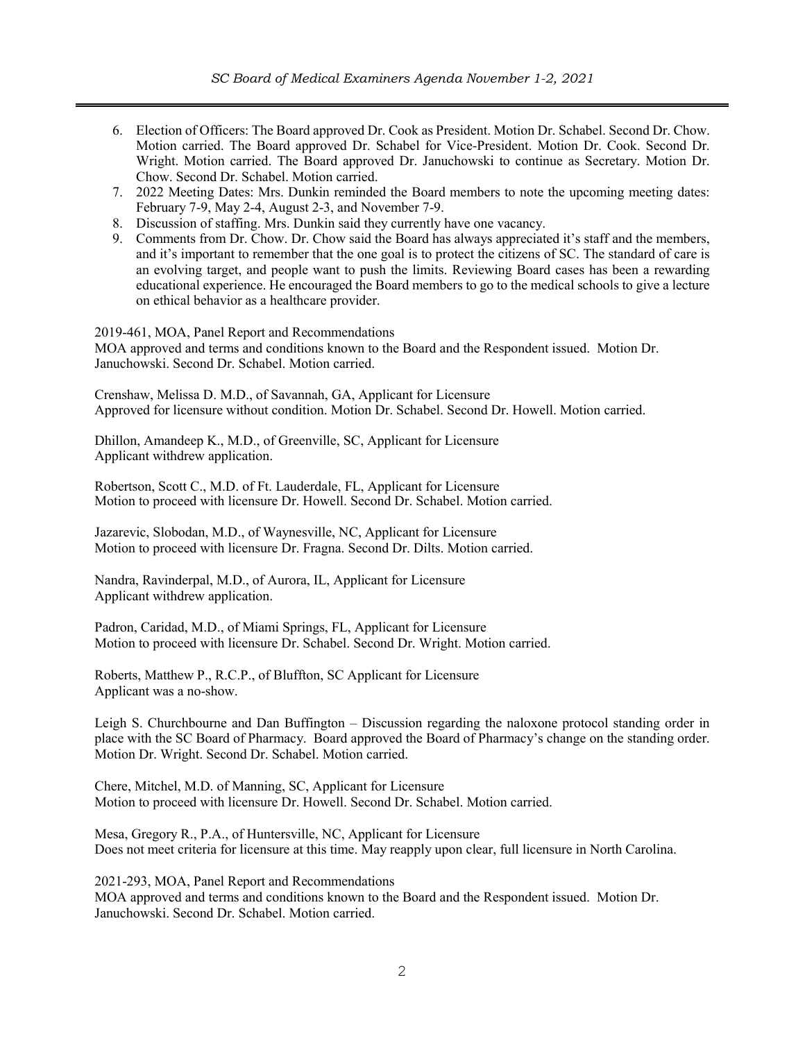6. Election of Officers: The Board approved Dr. Cook as President. Motion Dr. Schabel. Second Dr. Chow. Motion carried. The Board approved Dr. Schabel for Vice-President. Motion Dr. Cook. Second Dr. Wright. Motion carried. The Board approved Dr. Januchowski to continue as Secretary. Motion Dr. Chow. Second Dr. Schabel. Motion carried.
7. 2022 Meeting Dates: Mrs. Dunkin reminded the Board members to note the upcoming meeting dates: February 7-9, May 2-4, August 2-3, and November 7-9.
8. Discussion of staffing. Mrs. Dunkin said they currently have one vacancy.
9. Comments from Dr. Chow. Dr. Chow said the Board has always appreciated it's staff and the members, and it's important to remember that the one goal is to protect the citizens of SC. The standard of care is an evolving target, and people want to push the limits. Reviewing Board cases has been a rewarding educational experience. He encouraged the Board members to go to the medical schools to give a lecture on ethical behavior as a healthcare provider.

2019-461, MOA, Panel Report and Recommendations
MOA approved and terms and conditions known to the Board and the Respondent issued. Motion Dr. Januchowski. Second Dr. Schabel. Motion carried.

Crenshaw, Melissa D. M.D., of Savannah, GA, Applicant for Licensure
Approved for licensure without condition. Motion Dr. Schabel. Second Dr. Howell. Motion carried.

Dhillon, Amandeep K., M.D., of Greenville, SC, Applicant for Licensure
Applicant withdrew application.

Robertson, Scott C., M.D. of Ft. Lauderdale, FL, Applicant for Licensure
Motion to proceed with licensure Dr. Howell. Second Dr. Schabel. Motion carried.

Jazarevic, Slobodan, M.D., of Waynesville, NC, Applicant for Licensure
Motion to proceed with licensure Dr. Fragna. Second Dr. Dilts. Motion carried.

Nandra, Ravinderpal, M.D., of Aurora, IL, Applicant for Licensure
Applicant withdrew application.

Padron, Caridad, M.D., of Miami Springs, FL, Applicant for Licensure
Motion to proceed with licensure Dr. Schabel. Second Dr. Wright. Motion carried.

Roberts, Matthew P., R.C.P., of Bluffton, SC Applicant for Licensure
Applicant was a no-show.

Leigh S. Churchbourne and Dan Buffington – Discussion regarding the naloxone protocol standing order in place with the SC Board of Pharmacy. Board approved the Board of Pharmacy's change on the standing order. Motion Dr. Wright. Second Dr. Schabel. Motion carried.

Chere, Mitchel, M.D. of Manning, SC, Applicant for Licensure
Motion to proceed with licensure Dr. Howell. Second Dr. Schabel. Motion carried.

Mesa, Gregory R., P.A., of Huntersville, NC, Applicant for Licensure
Does not meet criteria for licensure at this time. May reapply upon clear, full licensure in North Carolina.

2021-293, MOA, Panel Report and Recommendations
MOA approved and terms and conditions known to the Board and the Respondent issued. Motion Dr. Januchowski. Second Dr. Schabel. Motion carried.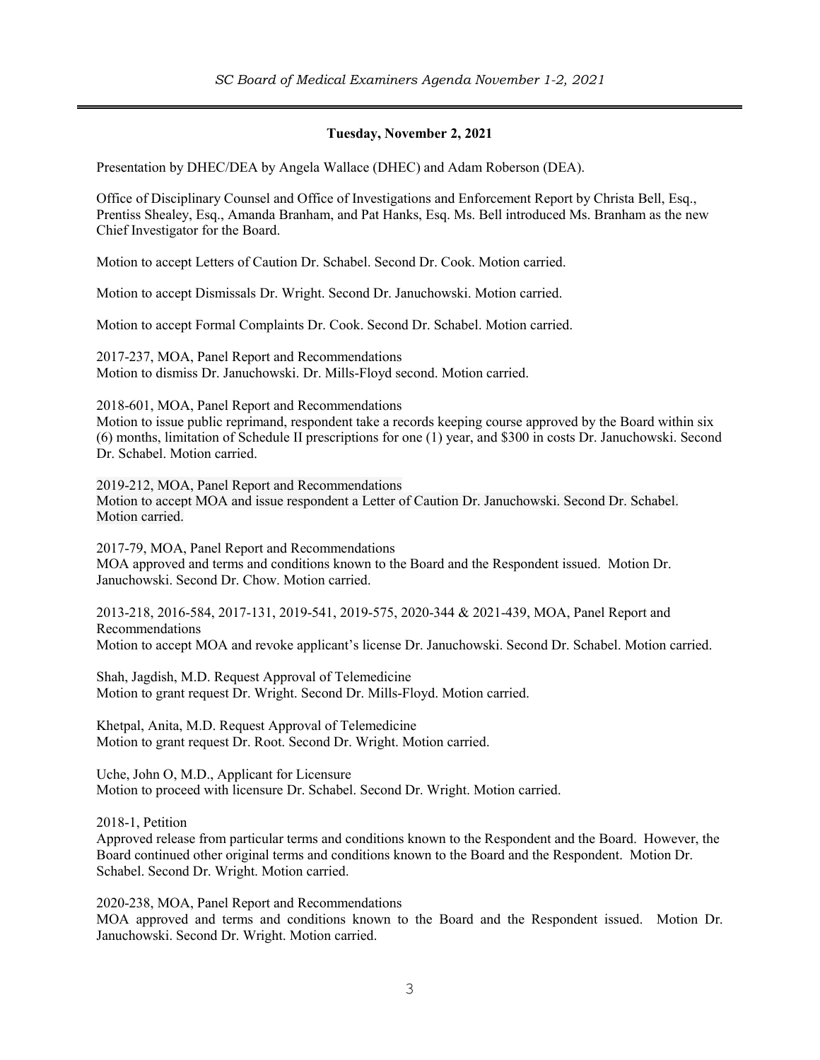### Tuesday, November 2, 2021

Presentation by DHEC/DEA by Angela Wallace (DHEC) and Adam Roberson (DEA).

Office of Disciplinary Counsel and Office of Investigations and Enforcement Report by Christa Bell, Esq., Prentiss Shealey, Esq., Amanda Branham, and Pat Hanks, Esq. Ms. Bell introduced Ms. Branham as the new Chief Investigator for the Board.

Motion to accept Letters of Caution Dr. Schabel. Second Dr. Cook. Motion carried.

Motion to accept Dismissals Dr. Wright. Second Dr. Januchowski. Motion carried.

Motion to accept Formal Complaints Dr. Cook. Second Dr. Schabel. Motion carried.

2017-237, MOA, Panel Report and Recommendations
Motion to dismiss Dr. Januchowski. Dr. Mills-Floyd second. Motion carried.

2018-601, MOA, Panel Report and Recommendations
Motion to issue public reprimand, respondent take a records keeping course approved by the Board within six (6) months, limitation of Schedule II prescriptions for one (1) year, and $300 in costs Dr. Januchowski. Second Dr. Schabel. Motion carried.

2019-212, MOA, Panel Report and Recommendations
Motion to accept MOA and issue respondent a Letter of Caution Dr. Januchowski. Second Dr. Schabel. Motion carried.

2017-79, MOA, Panel Report and Recommendations
MOA approved and terms and conditions known to the Board and the Respondent issued. Motion Dr. Januchowski. Second Dr. Chow. Motion carried.

2013-218, 2016-584, 2017-131, 2019-541, 2019-575, 2020-344 & 2021-439, MOA, Panel Report and Recommendations
Motion to accept MOA and revoke applicant's license Dr. Januchowski. Second Dr. Schabel. Motion carried.

Shah, Jagdish, M.D. Request Approval of Telemedicine
Motion to grant request Dr. Wright. Second Dr. Mills-Floyd. Motion carried.

Khetpal, Anita, M.D. Request Approval of Telemedicine
Motion to grant request Dr. Root. Second Dr. Wright. Motion carried.

Uche, John O, M.D., Applicant for Licensure
Motion to proceed with licensure Dr. Schabel. Second Dr. Wright. Motion carried.

2018-1, Petition
Approved release from particular terms and conditions known to the Respondent and the Board. However, the Board continued other original terms and conditions known to the Board and the Respondent. Motion Dr. Schabel. Second Dr. Wright. Motion carried.

2020-238, MOA, Panel Report and Recommendations
MOA approved and terms and conditions known to the Board and the Respondent issued. Motion Dr. Januchowski. Second Dr. Wright. Motion carried.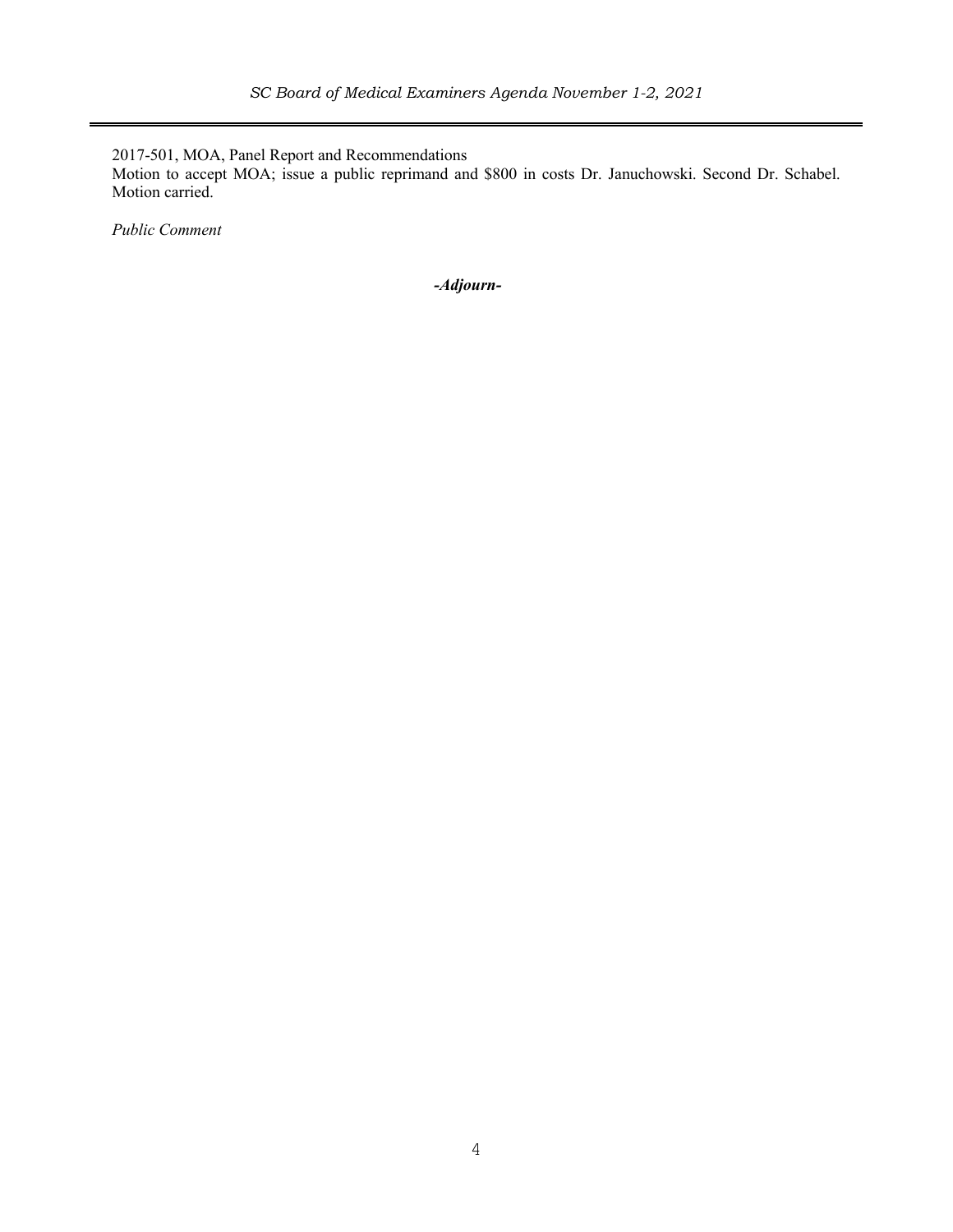2017-501, MOA, Panel Report and Recommendations
Motion to accept MOA; issue a public reprimand and $800 in costs Dr. Januchowski. Second Dr. Schabel. Motion carried.

*Public Comment*

***-Adjourn-***